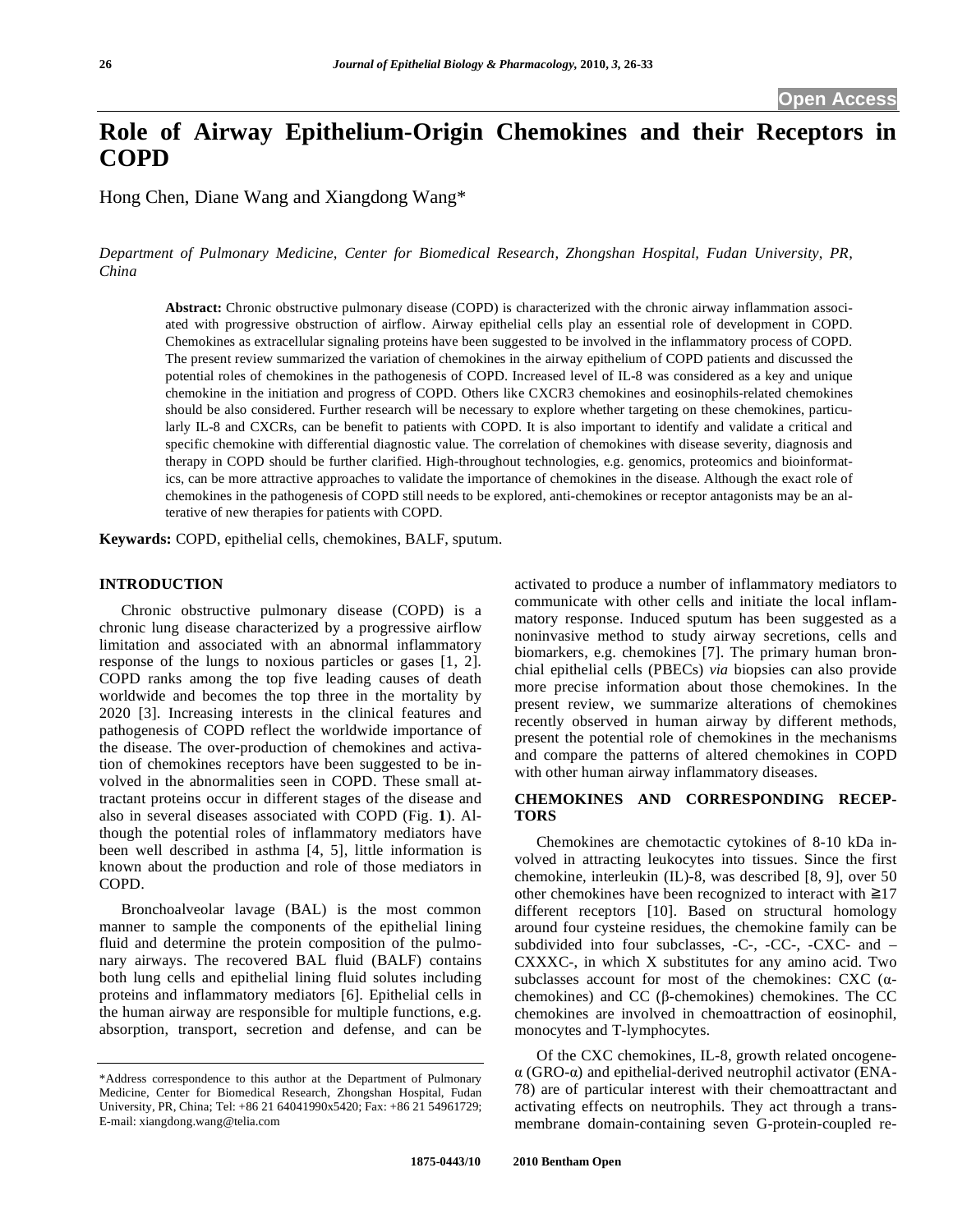Open Access

# Role of Airway Epithelium-Origin Chemokines and their Receptors in COPD

Hong Chen, Diane Wang and Xiangdong Wang*

*Department of Pulmonary Medicine, Center for Biomedical Research, Zhongshan Hospital, Fudan University, PR, China*

**Abstract:** Chronic obstructive pulmonary disease (COPD) is characterized with the chronic airway inflammation associated with progressive obstruction of airflow. Airway epithelial cells play an essential role of development in COPD. Chemokines as extracellular signaling proteins have been suggested to be involved in the inflammatory process of COPD. The present review summarized the variation of chemokines in the airway epithelium of COPD patients and discussed the potential roles of chemokines in the pathogenesis of COPD. Increased level of IL-8 was considered as a key and unique chemokine in the initiation and progress of COPD. Others like CXCR3 chemokines and eosinophils-related chemokines should be also considered. Further research will be necessary to explore whether targeting on these chemokines, particularly IL-8 and CXCRs, can be benefit to patients with COPD. It is also important to identify and validate a critical and specific chemokine with differential diagnostic value. The correlation of chemokines with disease severity, diagnosis and therapy in COPD should be further clarified. High-throughout technologies, e.g. genomics, proteomics and bioinformatics, can be more attractive approaches to validate the importance of chemokines in the disease. Although the exact role of chemokines in the pathogenesis of COPD still needs to be explored, anti-chemokines or receptor antagonists may be an alterative of new therapies for patients with COPD.

**Keywords:** COPD, epithelial cells, chemokines, BALF, sputum.

## INTRODUCTION

Chronic obstructive pulmonary disease (COPD) is a chronic lung disease characterized by a progressive airflow limitation and associated with an abnormal inflammatory response of the lungs to noxious particles or gases [1, 2]. COPD ranks among the top five leading causes of death worldwide and becomes the top three in the mortality by 2020 [3]. Increasing interests in the clinical features and pathogenesis of COPD reflect the worldwide importance of the disease. The over-production of chemokines and activation of chemokines receptors have been suggested to be involved in the abnormalities seen in COPD. These small attractant proteins occur in different stages of the disease and also in several diseases associated with COPD (Fig. **1**). Although the potential roles of inflammatory mediators have been well described in asthma [4, 5], little information is known about the production and role of those mediators in COPD.

Bronchoalveolar lavage (BAL) is the most common manner to sample the components of the epithelial lining fluid and determine the protein composition of the pulmonary airways. The recovered BAL fluid (BALF) contains both lung cells and epithelial lining fluid solutes including proteins and inflammatory mediators [6]. Epithelial cells in the human airway are responsible for multiple functions, e.g. absorption, transport, secretion and defense, and can be activated to produce a number of inflammatory mediators to communicate with other cells and initiate the local inflammatory response. Induced sputum has been suggested as a noninvasive method to study airway secretions, cells and biomarkers, e.g. chemokines [7]. The primary human bronchial epithelial cells (PBECs) *via* biopsies can also provide more precise information about those chemokines. In the present review, we summarize alterations of chemokines recently observed in human airway by different methods, present the potential role of chemokines in the mechanisms and compare the patterns of altered chemokines in COPD with other human airway inflammatory diseases.

## CHEMOKINES AND CORRESPONDING RECEPTORS

Chemokines are chemotactic cytokines of 8-10 kDa involved in attracting leukocytes into tissues. Since the first chemokine, interleukin (IL)-8, was described [8, 9], over 50 other chemokines have been recognized to interact with ≧17 different receptors [10]. Based on structural homology around four cysteine residues, the chemokine family can be subdivided into four subclasses, -C-, -CC-, -CXC- and –CXXXC-, in which X substitutes for any amino acid. Two subclasses account for most of the chemokines: CXC (α-chemokines) and CC (β-chemokines) chemokines. The CC chemokines are involved in chemoattraction of eosinophil, monocytes and T-lymphocytes.

Of the CXC chemokines, IL-8, growth related oncogene-α (GRO-α) and epithelial-derived neutrophil activator (ENA-78) are of particular interest with their chemoattractant and activating effects on neutrophils. They act through a transmembrane domain-containing seven G-protein-coupled re-

*Address correspondence to this author at the Department of Pulmonary Medicine, Center for Biomedical Research, Zhongshan Hospital, Fudan University, PR, China; Tel: +86 21 64041990x5420; Fax: +86 21 54961729; E-mail: xiangdong.wang@telia.com

1875-0443/10 2010 Bentham Open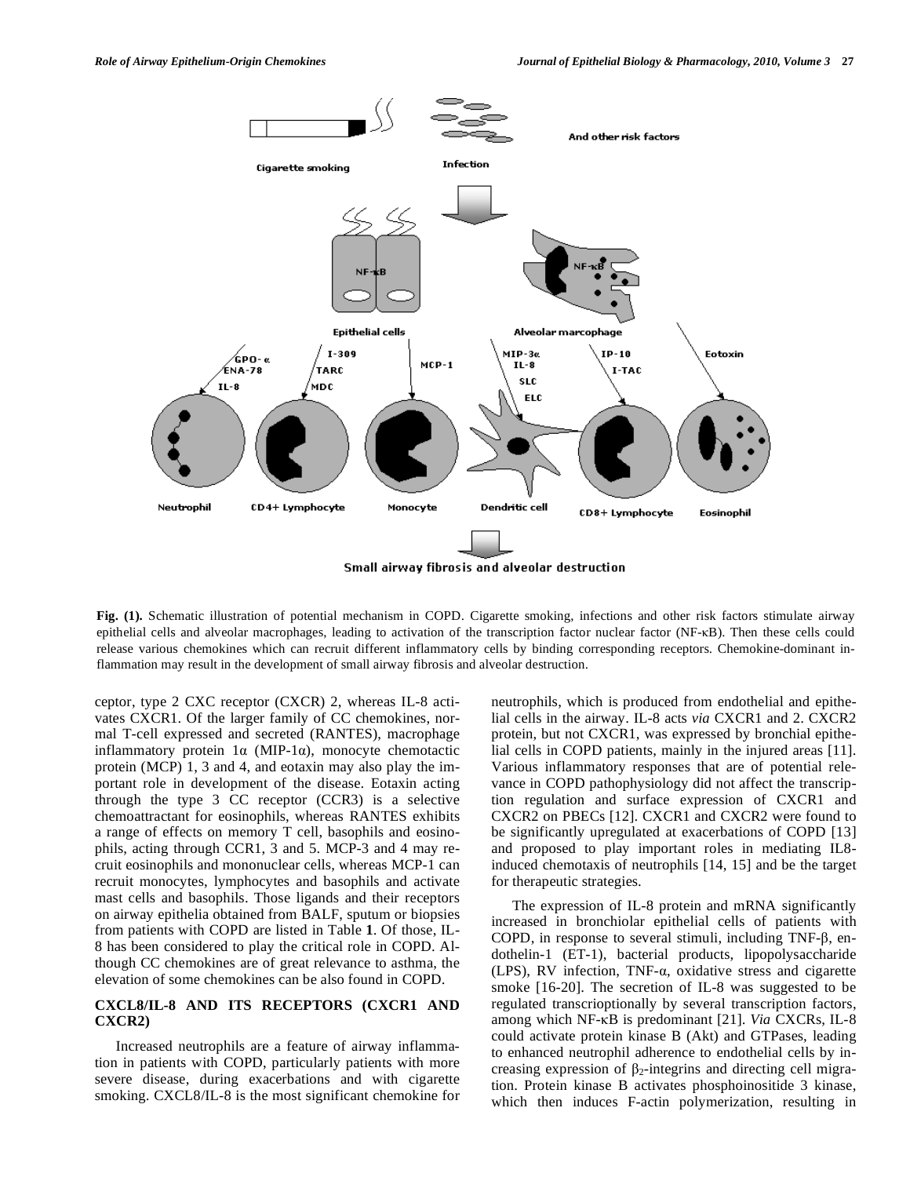Fig. (1). Schematic illustration of potential mechanism in COPD. Cigarette smoking, infections and other risk factors stimulate airway epithelial cells and alveolar macrophages, leading to activation of the transcription factor nuclear factor (NF-κB). Then these cells could release various chemokines which can recruit different inflammatory cells by binding corresponding receptors. Chemokine-dominant inflammation may result in the development of small airway fibrosis and alveolar destruction.

ceptor, type 2 CXC receptor (CXCR) 2, whereas IL-8 activates CXCR1. Of the larger family of CC chemokines, normal T-cell expressed and secreted (RANTES), macrophage inflammatory protein 1α (MIP-1α), monocyte chemotactic protein (MCP) 1, 3 and 4, and eotaxin may also play the important role in development of the disease. Eotaxin acting through the type 3 CC receptor (CCR3) is a selective chemoattractant for eosinophils, whereas RANTES exhibits a range of effects on memory T cell, basophils and eosinophils, acting through CCR1, 3 and 5. MCP-3 and 4 may recruit eosinophils and mononuclear cells, whereas MCP-1 can recruit monocytes, lymphocytes and basophils and activate mast cells and basophils. Those ligands and their receptors on airway epithelia obtained from BALF, sputum or biopsies from patients with COPD are listed in Table **1**. Of those, IL-8 has been considered to play the critical role in COPD. Although CC chemokines are of great relevance to asthma, the elevation of some chemokines can be also found in COPD.

## CXCL8/IL-8 AND ITS RECEPTORS (CXCR1 AND CXCR2)

Increased neutrophils are a feature of airway inflammation in patients with COPD, particularly patients with more severe disease, during exacerbations and with cigarette smoking. CXCL8/IL-8 is the most significant chemokine for neutrophils, which is produced from endothelial and epithelial cells in the airway. IL-8 acts *via* CXCR1 and 2. CXCR2 protein, but not CXCR1, was expressed by bronchial epithelial cells in COPD patients, mainly in the injured areas [11]. Various inflammatory responses that are of potential relevance in COPD pathophysiology did not affect the transcription regulation and surface expression of CXCR1 and CXCR2 on PBECs [12]. CXCR1 and CXCR2 were found to be significantly upregulated at exacerbations of COPD [13] and proposed to play important roles in mediating IL8-induced chemotaxis of neutrophils [14, 15] and be the target for therapeutic strategies.

The expression of IL-8 protein and mRNA significantly increased in bronchiolar epithelial cells of patients with COPD, in response to several stimuli, including TNF-β, endothelin-1 (ET-1), bacterial products, lipopolysaccharide (LPS), RV infection, TNF-α, oxidative stress and cigarette smoke [16-20]. The secretion of IL-8 was suggested to be regulated transcrioptionally by several transcription factors, among which NF-κB is predominant [21]. *Via* CXCRs, IL-8 could activate protein kinase B (Akt) and GTPases, leading to enhanced neutrophil adherence to endothelial cells by increasing expression of $\beta_2$-integrins and directing cell migration. Protein kinase B activates phosphoinositide 3 kinase, which then induces F-actin polymerization, resulting in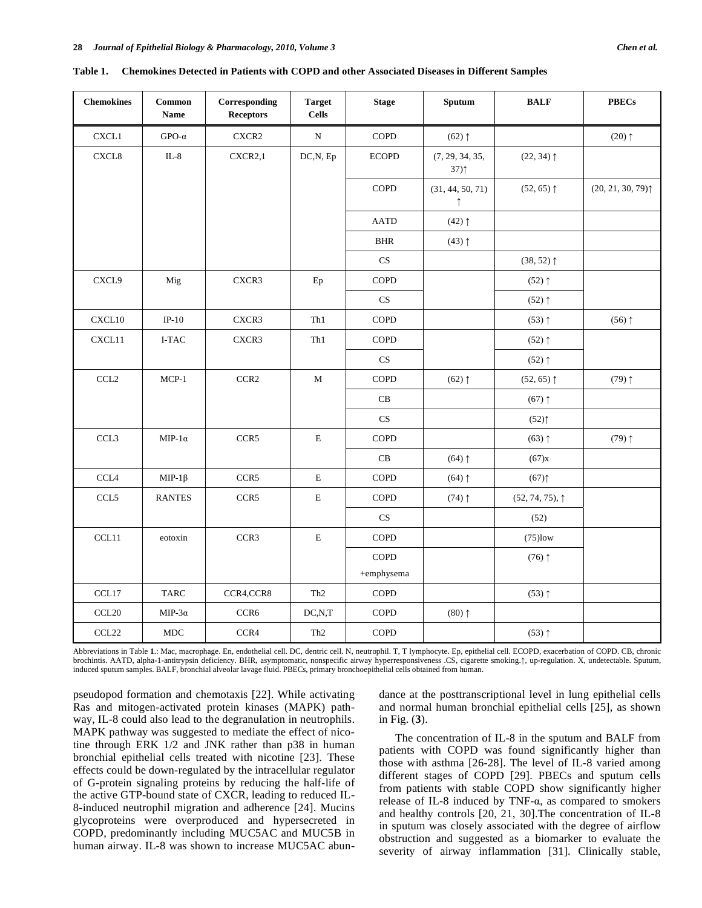**Table 1. Chemokines Detected in Patients with COPD and other Associated Diseases in Different Samples**

| Chemokines | Common Name | Corresponding Receptors | Target Cells | Stage | Sputum | BALF | PBECs |
|---|---|---|---|---|---|---|---|
| CXCL1 | GPO-α | CXCR2 | N | COPD | (62) ↑ | | (20) ↑ |
| CXCL8 | IL-8 | CXCR2,1 | DC,N, Ep | ECOPD | (7, 29, 34, 35, 37)↑ | (22, 34) ↑ | |
| | | | | COPD | (31, 44, 50, 71) ↑ | (52, 65) ↑ | (20, 21, 30, 79)↑ |
| | | | | AATD | (42) ↑ | | |
| | | | | BHR | (43) ↑ | | |
| | | | | CS | | (38, 52) ↑ | |
| CXCL9 | Mig | CXCR3 | Ep | COPD | | (52) ↑ | |
| | | | | CS | | (52) ↑ | |
| CXCL10 | IP-10 | CXCR3 | Th1 | COPD | | (53) ↑ | (56) ↑ |
| CXCL11 | I-TAC | CXCR3 | Th1 | COPD | | (52) ↑ | |
| | | | | CS | | (52) ↑ | |
| CCL2 | MCP-1 | CCR2 | M | COPD | (62) ↑ | (52, 65) ↑ | (79) ↑ |
| | | | | CB | | (67) ↑ | |
| | | | | CS | | (52)↑ | |
| CCL3 | MIP-1α | CCR5 | E | COPD | | (63) ↑ | (79) ↑ |
| | | | | CB | (64) ↑ | (67)x | |
| CCL4 | MIP-1β | CCR5 | E | COPD | (64) ↑ | (67)↑ | |
| CCL5 | RANTES | CCR5 | E | COPD | (74) ↑ | (52, 74, 75), ↑ | |
| | | | | CS | | (52) | |
| CCL11 | eotoxin | CCR3 | E | COPD | | (75)low | |
| | | | | COPD +emphysema | | (76) ↑ | |
| CCL17 | TARC | CCR4,CCR8 | Th2 | COPD | | (53) ↑ | |
| CCL20 | MIP-3α | CCR6 | DC,N,T | COPD | (80) ↑ | | |
| CCL22 | MDC | CCR4 | Th2 | COPD | | (53) ↑ | |

Abbreviations in Table **1**.: Mac, macrophage. En, endothelial cell. DC, dentric cell. N, neutrophil. T, T lymphocyte. Ep, epithelial cell. ECOPD, exacerbation of COPD. CB, chronic brochintis. AATD, alpha-1-antitrypsin deficiency. BHR, asymptomatic, nonspecific airway hyperresponsiveness .CS, cigarette smoking.↑, up-regulation. X, undetectable. Sputum, induced sputum samples. BALF, bronchial alveolar lavage fluid. PBECs, primary bronchoepithelial cells obtained from human.

pseudopod formation and chemotaxis [22]. While activating Ras and mitogen-activated protein kinases (MAPK) pathway, IL-8 could also lead to the degranulation in neutrophils. MAPK pathway was suggested to mediate the effect of nicotine through ERK 1/2 and JNK rather than p38 in human bronchial epithelial cells treated with nicotine [23]. These effects could be down-regulated by the intracellular regulator of G-protein signaling proteins by reducing the half-life of the active GTP-bound state of CXCR, leading to reduced IL-8-induced neutrophil migration and adherence [24]. Mucins glycoproteins were overproduced and hypersecreted in COPD, predominantly including MUC5AC and MUC5B in human airway. IL-8 was shown to increase MUC5AC abundance at the posttranscriptional level in lung epithelial cells and normal human bronchial epithelial cells [25], as shown in Fig. (**3**).

The concentration of IL-8 in the sputum and BALF from patients with COPD was found significantly higher than those with asthma [26-28]. The level of IL-8 varied among different stages of COPD [29]. PBECs and sputum cells from patients with stable COPD show significantly higher release of IL-8 induced by TNF-α, as compared to smokers and healthy controls [20, 21, 30].The concentration of IL-8 in sputum was closely associated with the degree of airflow obstruction and suggested as a biomarker to evaluate the severity of airway inflammation [31]. Clinically stable,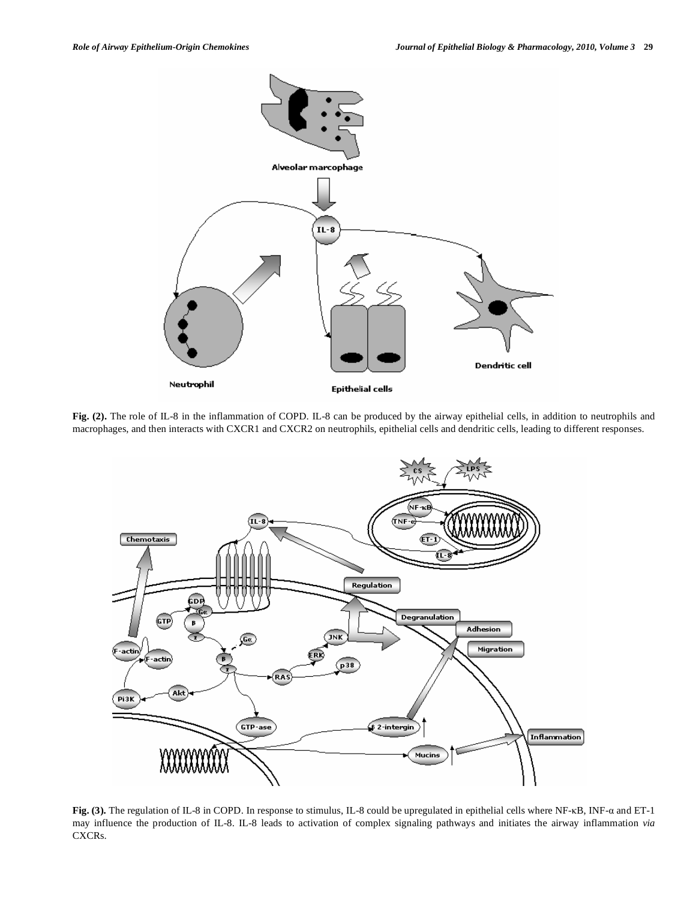**Fig. (2).** The role of IL-8 in the inflammation of COPD. IL-8 can be produced by the airway epithelial cells, in addition to neutrophils and macrophages, and then interacts with CXCR1 and CXCR2 on neutrophils, epithelial cells and dendritic cells, leading to different responses.

**Fig. (3).** The regulation of IL-8 in COPD. In response to stimulus, IL-8 could be upregulated in epithelial cells where NF-κB, INF-α and ET-1 may influence the production of IL-8. IL-8 leads to activation of complex signaling pathways and initiates the airway inflammation *via* CXCRs.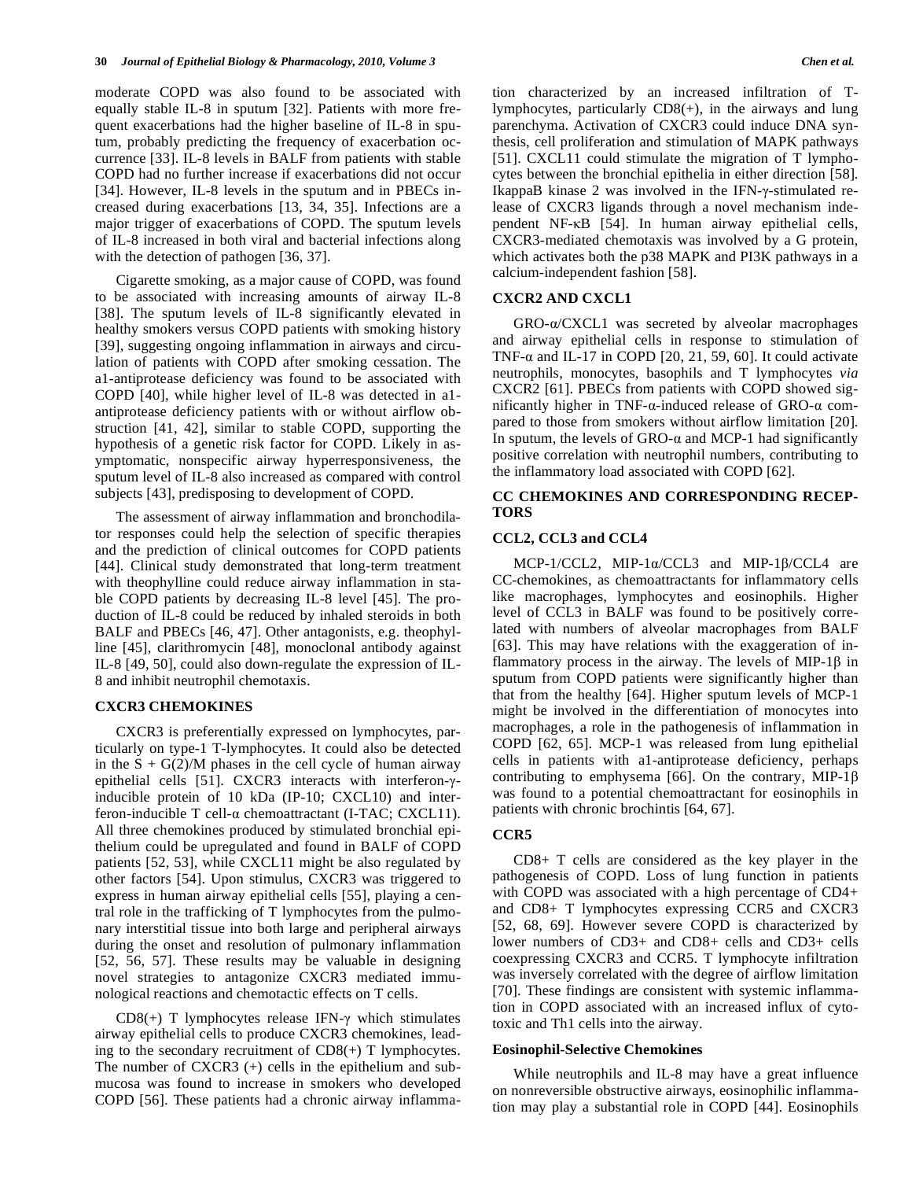moderate COPD was also found to be associated with equally stable IL-8 in sputum [32]. Patients with more frequent exacerbations had the higher baseline of IL-8 in sputum, probably predicting the frequency of exacerbation occurrence [33]. IL-8 levels in BALF from patients with stable COPD had no further increase if exacerbations did not occur [34]. However, IL-8 levels in the sputum and in PBECs increased during exacerbations [13, 34, 35]. Infections are a major trigger of exacerbations of COPD. The sputum levels of IL-8 increased in both viral and bacterial infections along with the detection of pathogen [36, 37].

Cigarette smoking, as a major cause of COPD, was found to be associated with increasing amounts of airway IL-8 [38]. The sputum levels of IL-8 significantly elevated in healthy smokers versus COPD patients with smoking history [39], suggesting ongoing inflammation in airways and circulation of patients with COPD after smoking cessation. The a1-antiprotease deficiency was found to be associated with COPD [40], while higher level of IL-8 was detected in a1-antiprotease deficiency patients with or without airflow obstruction [41, 42], similar to stable COPD, supporting the hypothesis of a genetic risk factor for COPD. Likely in asymptomatic, nonspecific airway hyperresponsiveness, the sputum level of IL-8 also increased as compared with control subjects [43], predisposing to development of COPD.

The assessment of airway inflammation and bronchodilator responses could help the selection of specific therapies and the prediction of clinical outcomes for COPD patients [44]. Clinical study demonstrated that long-term treatment with theophylline could reduce airway inflammation in stable COPD patients by decreasing IL-8 level [45]. The production of IL-8 could be reduced by inhaled steroids in both BALF and PBECs [46, 47]. Other antagonists, e.g. theophylline [45], clarithromycin [48], monoclonal antibody against IL-8 [49, 50], could also down-regulate the expression of IL-8 and inhibit neutrophil chemotaxis.

## CXCR3 CHEMOKINES

CXCR3 is preferentially expressed on lymphocytes, particularly on type-1 T-lymphocytes. It could also be detected in the S + G(2)/M phases in the cell cycle of human airway epithelial cells [51]. CXCR3 interacts with interferon-γ-inducible protein of 10 kDa (IP-10; CXCL10) and interferon-inducible T cell-α chemoattractant (I-TAC; CXCL11). All three chemokines produced by stimulated bronchial epithelium could be upregulated and found in BALF of COPD patients [52, 53], while CXCL11 might be also regulated by other factors [54]. Upon stimulus, CXCR3 was triggered to express in human airway epithelial cells [55], playing a central role in the trafficking of T lymphocytes from the pulmonary interstitial tissue into both large and peripheral airways during the onset and resolution of pulmonary inflammation [52, 56, 57]. These results may be valuable in designing novel strategies to antagonize CXCR3 mediated immunological reactions and chemotactic effects on T cells.

CD8(+) T lymphocytes release IFN-γ which stimulates airway epithelial cells to produce CXCR3 chemokines, leading to the secondary recruitment of CD8(+) T lymphocytes. The number of CXCR3 (+) cells in the epithelium and submucosa was found to increase in smokers who developed COPD [56]. These patients had a chronic airway inflammation characterized by an increased infiltration of T-lymphocytes, particularly CD8(+), in the airways and lung parenchyma. Activation of CXCR3 could induce DNA synthesis, cell proliferation and stimulation of MAPK pathways [51]. CXCL11 could stimulate the migration of T lymphocytes between the bronchial epithelia in either direction [58]. IkappaB kinase 2 was involved in the IFN-γ-stimulated release of CXCR3 ligands through a novel mechanism independent NF-κB [54]. In human airway epithelial cells, CXCR3-mediated chemotaxis was involved by a G protein, which activates both the p38 MAPK and PI3K pathways in a calcium-independent fashion [58].

## CXCR2 AND CXCL1

GRO-α/CXCL1 was secreted by alveolar macrophages and airway epithelial cells in response to stimulation of TNF-α and IL-17 in COPD [20, 21, 59, 60]. It could activate neutrophils, monocytes, basophils and T lymphocytes *via* CXCR2 [61]. PBECs from patients with COPD showed significantly higher in TNF-α-induced release of GRO-α compared to those from smokers without airflow limitation [20]. In sputum, the levels of GRO-α and MCP-1 had significantly positive correlation with neutrophil numbers, contributing to the inflammatory load associated with COPD [62].

## CC CHEMOKINES AND CORRESPONDING RECEPTORS

### CCL2, CCL3 and CCL4

MCP-1/CCL2, MIP-1α/CCL3 and MIP-1β/CCL4 are CC-chemokines, as chemoattractants for inflammatory cells like macrophages, lymphocytes and eosinophils. Higher level of CCL3 in BALF was found to be positively correlated with numbers of alveolar macrophages from BALF [63]. This may have relations with the exaggeration of inflammatory process in the airway. The levels of MIP-1β in sputum from COPD patients were significantly higher than that from the healthy [64]. Higher sputum levels of MCP-1 might be involved in the differentiation of monocytes into macrophages, a role in the pathogenesis of inflammation in COPD [62, 65]. MCP-1 was released from lung epithelial cells in patients with a1-antiprotease deficiency, perhaps contributing to emphysema [66]. On the contrary, MIP-1β was found to a potential chemoattractant for eosinophils in patients with chronic brochintis [64, 67].

### CCR5

CD8+ T cells are considered as the key player in the pathogenesis of COPD. Loss of lung function in patients with COPD was associated with a high percentage of CD4+ and CD8+ T lymphocytes expressing CCR5 and CXCR3 [52, 68, 69]. However severe COPD is characterized by lower numbers of CD3+ and CD8+ cells and CD3+ cells coexpressing CXCR3 and CCR5. T lymphocyte infiltration was inversely correlated with the degree of airflow limitation [70]. These findings are consistent with systemic inflammation in COPD associated with an increased influx of cytotoxic and Th1 cells into the airway.

### Eosinophil-Selective Chemokines

While neutrophils and IL-8 may have a great influence on nonreversible obstructive airways, eosinophilic inflammation may play a substantial role in COPD [44]. Eosinophils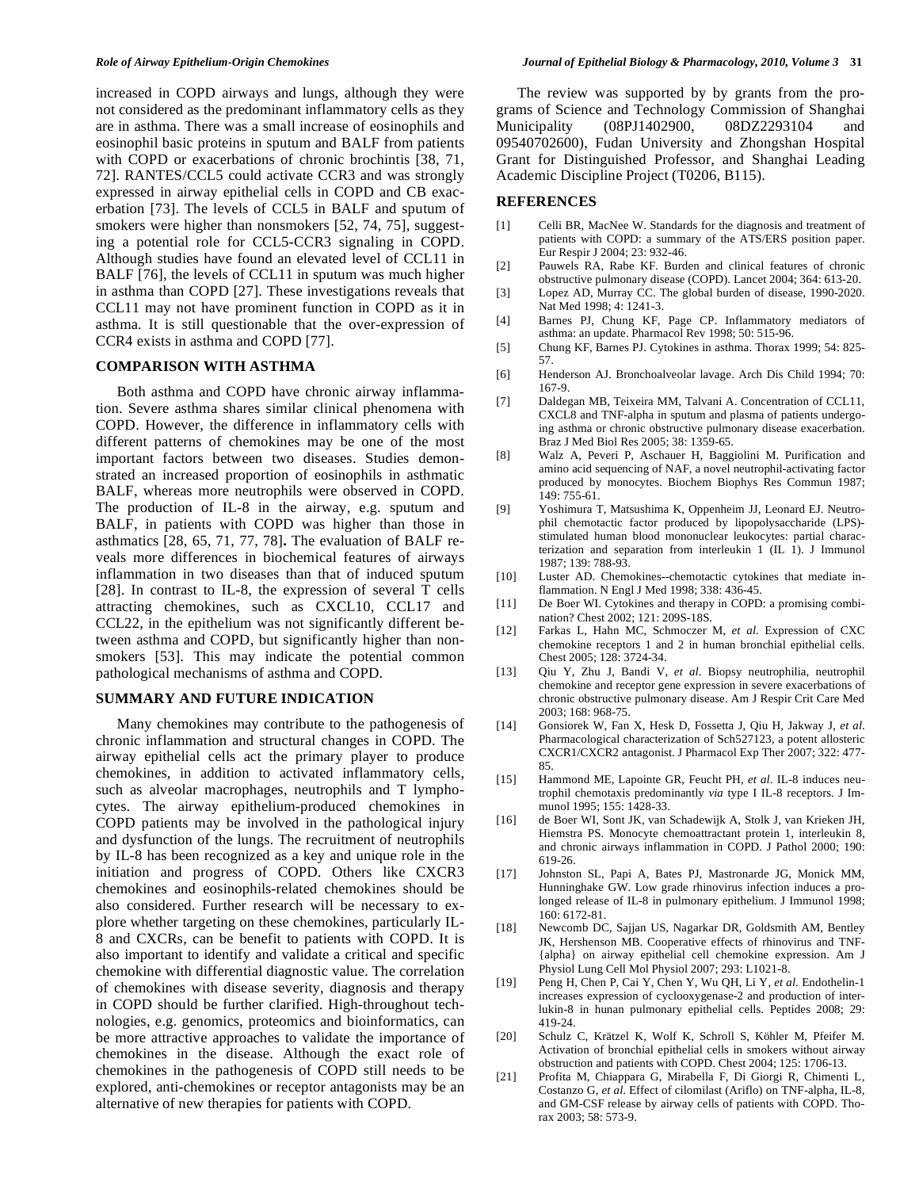increased in COPD airways and lungs, although they were not considered as the predominant inflammatory cells as they are in asthma. There was a small increase of eosinophils and eosinophil basic proteins in sputum and BALF from patients with COPD or exacerbations of chronic brochintis [38, 71, 72]. RANTES/CCL5 could activate CCR3 and was strongly expressed in airway epithelial cells in COPD and CB exacerbation [73]. The levels of CCL5 in BALF and sputum of smokers were higher than nonsmokers [52, 74, 75], suggesting a potential role for CCL5-CCR3 signaling in COPD. Although studies have found an elevated level of CCL11 in BALF [76], the levels of CCL11 in sputum was much higher in asthma than COPD [27]. These investigations reveals that CCL11 may not have prominent function in COPD as it in asthma. It is still questionable that the over-expression of CCR4 exists in asthma and COPD [77].

## COMPARISON WITH ASTHMA

Both asthma and COPD have chronic airway inflammation. Severe asthma shares similar clinical phenomena with COPD. However, the difference in inflammatory cells with different patterns of chemokines may be one of the most important factors between two diseases. Studies demonstrated an increased proportion of eosinophils in asthmatic BALF, whereas more neutrophils were observed in COPD. The production of IL-8 in the airway, e.g. sputum and BALF, in patients with COPD was higher than those in asthmatics [28, 65, 71, 77, 78]**.** The evaluation of BALF reveals more differences in biochemical features of airways inflammation in two diseases than that of induced sputum [28]. In contrast to IL-8, the expression of several T cells attracting chemokines, such as CXCL10, CCL17 and CCL22, in the epithelium was not significantly different between asthma and COPD, but significantly higher than nonsmokers [53]. This may indicate the potential common pathological mechanisms of asthma and COPD.

## SUMMARY AND FUTURE INDICATION

Many chemokines may contribute to the pathogenesis of chronic inflammation and structural changes in COPD. The airway epithelial cells act the primary player to produce chemokines, in addition to activated inflammatory cells, such as alveolar macrophages, neutrophils and T lymphocytes. The airway epithelium-produced chemokines in COPD patients may be involved in the pathological injury and dysfunction of the lungs. The recruitment of neutrophils by IL-8 has been recognized as a key and unique role in the initiation and progress of COPD. Others like CXCR3 chemokines and eosinophils-related chemokines should be also considered. Further research will be necessary to explore whether targeting on these chemokines, particularly IL-8 and CXCRs, can be benefit to patients with COPD. It is also important to identify and validate a critical and specific chemokine with differential diagnostic value. The correlation of chemokines with disease severity, diagnosis and therapy in COPD should be further clarified. High-throughout technologies, e.g. genomics, proteomics and bioinformatics, can be more attractive approaches to validate the importance of chemokines in the disease. Although the exact role of chemokines in the pathogenesis of COPD still needs to be explored, anti-chemokines or receptor antagonists may be an alternative of new therapies for patients with COPD.

The review was supported by by grants from the programs of Science and Technology Commission of Shanghai Municipality (08PJ1402900, 08DZ2293104 and 09540702600), Fudan University and Zhongshan Hospital Grant for Distinguished Professor, and Shanghai Leading Academic Discipline Project (T0206, B115).

## REFERENCES

[1] Celli BR, MacNee W. Standards for the diagnosis and treatment of patients with COPD: a summary of the ATS/ERS position paper. Eur Respir J 2004; 23: 932-46.

[2] Pauwels RA, Rabe KF. Burden and clinical features of chronic obstructive pulmonary disease (COPD). Lancet 2004; 364: 613-20.

[3] Lopez AD, Murray CC. The global burden of disease, 1990-2020. Nat Med 1998; 4: 1241-3.

[4] Barnes PJ, Chung KF, Page CP. Inflammatory mediators of asthma: an update. Pharmacol Rev 1998; 50: 515-96.

[5] Chung KF, Barnes PJ. Cytokines in asthma. Thorax 1999; 54: 825-57.

[6] Henderson AJ. Bronchoalveolar lavage. Arch Dis Child 1994; 70: 167-9.

[7] Daldegan MB, Teixeira MM, Talvani A. Concentration of CCL11, CXCL8 and TNF-alpha in sputum and plasma of patients undergoing asthma or chronic obstructive pulmonary disease exacerbation. Braz J Med Biol Res 2005; 38: 1359-65.

[8] Walz A, Peveri P, Aschauer H, Baggiolini M. Purification and amino acid sequencing of NAF, a novel neutrophil-activating factor produced by monocytes. Biochem Biophys Res Commun 1987; 149: 755-61.

[9] Yoshimura T, Matsushima K, Oppenheim JJ, Leonard EJ. Neutrophil chemotactic factor produced by lipopolysaccharide (LPS)-stimulated human blood mononuclear leukocytes: partial characterization and separation from interleukin 1 (IL 1). J Immunol 1987; 139: 788-93.

[10] Luster AD. Chemokines--chemotactic cytokines that mediate inflammation. N Engl J Med 1998; 338: 436-45.

[11] De Boer WI. Cytokines and therapy in COPD: a promising combination? Chest 2002; 121: 209S-18S.

[12] Farkas L, Hahn MC, Schmoczer M, *et al*. Expression of CXC chemokine receptors 1 and 2 in human bronchial epithelial cells. Chest 2005; 128: 3724-34.

[13] Qiu Y, Zhu J, Bandi V, *et al*. Biopsy neutrophilia, neutrophil chemokine and receptor gene expression in severe exacerbations of chronic obstructive pulmonary disease. Am J Respir Crit Care Med 2003; 168: 968-75.

[14] Gonsiorek W, Fan X, Hesk D, Fossetta J, Qiu H, Jakway J, *et al*. Pharmacological characterization of Sch527123, a potent allosteric CXCR1/CXCR2 antagonist. J Pharmacol Exp Ther 2007; 322: 477-85.

[15] Hammond ME, Lapointe GR, Feucht PH, *et al*. IL-8 induces neutrophil chemotaxis predominantly *via* type I IL-8 receptors. J Immunol 1995; 155: 1428-33.

[16] de Boer WI, Sont JK, van Schadewijk A, Stolk J, van Krieken JH, Hiemstra PS. Monocyte chemoattractant protein 1, interleukin 8, and chronic airways inflammation in COPD. J Pathol 2000; 190: 619-26.

[17] Johnston SL, Papi A, Bates PJ, Mastronarde JG, Monick MM, Hunninghake GW. Low grade rhinovirus infection induces a prolonged release of IL-8 in pulmonary epithelium. J Immunol 1998; 160: 6172-81.

[18] Newcomb DC, Sajjan US, Nagarkar DR, Goldsmith AM, Bentley JK, Hershenson MB. Cooperative effects of rhinovirus and TNF-{alpha} on airway epithelial cell chemokine expression. Am J Physiol Lung Cell Mol Physiol 2007; 293: L1021-8.

[19] Peng H, Chen P, Cai Y, Chen Y, Wu QH, Li Y, *et al*. Endothelin-1 increases expression of cyclooxygenase-2 and production of interlukin-8 in hunan pulmonary epithelial cells. Peptides 2008; 29: 419-24.

[20] Schulz C, Krätzel K, Wolf K, Schroll S, Köhler M, Pfeifer M. Activation of bronchial epithelial cells in smokers without airway obstruction and patients with COPD. Chest 2004; 125: 1706-13.

[21] Profita M, Chiappara G, Mirabella F, Di Giorgi R, Chimenti L, Costanzo G, *et al.* Effect of cilomilast (Ariflo) on TNF-alpha, IL-8, and GM-CSF release by airway cells of patients with COPD. Thorax 2003; 58: 573-9.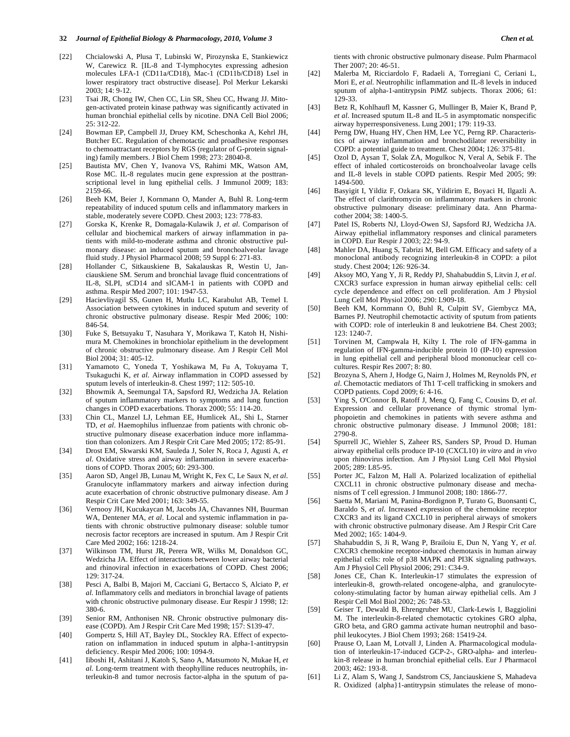[22] Chcialowski A, Plusa T, Lubinski W, Pirozynska E, Stankiewicz W, Carewicz R. [IL-8 and T-lymphocytes expressing adhesion molecules LFA-1 (CD11a/CD18), Mac-1 (CD11b/CD18) Lsel in lower respiratory tract obstructive disease]. Pol Merkur Lekarski 2003; 14: 9-12.

[23] Tsai JR, Chong IW, Chen CC, Lin SR, Sheu CC, Hwang JJ. Mitogen-activated protein kinase pathway was significantly activated in human bronchial epithelial cells by nicotine. DNA Cell Biol 2006; 25: 312-22.

[24] Bowman EP, Campbell JJ, Druey KM, Scheschonka A, Kehrl JH, Butcher EC. Regulation of chemotactic and proadhesive responses to chemoattractant receptors by RGS (regulator of G-protein signaling) family members. J Biol Chem 1998; 273: 28040-8.

[25] Bautista MV, Chen Y, Ivanova VS, Rahimi MK, Watson AM, Rose MC. IL-8 regulates mucin gene expression at the posttranscriptional level in lung epithelial cells. J Immunol 2009; 183: 2159-66.

[26] Beeh KM, Beier J, Kornmann O, Mander A, Buhl R. Long-term repeatability of induced sputum cells and inflammatory markers in stable, moderately severe COPD. Chest 2003; 123: 778-83.

[27] Gorska K, Krenke R, Domagala-Kulawik J, *et al*. Comparison of cellular and biochemical markers of airway inflammation in patients with mild-to-moderate asthma and chronic obstructive pulmonary disease: an induced sputum and bronchoalveolar lavage fluid study. J Physiol Pharmacol 2008; 59 Suppl 6: 271-83.

[28] Hollander C, Sitkauskiene B, Sakalauskas R, Westin U, Janciauskiene SM. Serum and bronchial lavage fluid concentrations of IL-8, SLPI, sCD14 and sICAM-1 in patients with COPD and asthma. Respir Med 2007; 101: 1947-53.

[29] Hacievliyagil SS, Gunen H, Mutlu LC, Karabulut AB, Temel I. Association between cytokines in induced sputum and severity of chronic obstructive pulmonary disease. Respir Med 2006; 100: 846-54.

[30] Fuke S, Betsuyaku T, Nasuhara Y, Morikawa T, Katoh H, Nishimura M. Chemokines in bronchiolar epithelium in the development of chronic obstructive pulmonary disease. Am J Respir Cell Mol Biol 2004; 31: 405-12.

[31] Yamamoto C, Yoneda T, Yoshikawa M, Fu A, Tokuyama T, Tsukaguchi K, *et al*. Airway inflammation in COPD assessed by sputum levels of interleukin-8. Chest 1997; 112: 505-10.

[32] Bhowmik A, Seemungal TA, Sapsford RJ, Wedzicha JA. Relation of sputum inflammatory markers to symptoms and lung function changes in COPD exacerbations. Thorax 2000; 55: 114-20.

[33] Chin CL, Manzel LJ, Lehman EE, Humlicek AL, Shi L, Starner TD, *et al*. Haemophilus influenzae from patients with chronic obstructive pulmonary disease exacerbation induce more inflammation than colonizers. Am J Respir Crit Care Med 2005; 172: 85-91.

[34] Drost EM, Skwarski KM, Sauleda J, Soler N, Roca J, Agusti A, *et al*. Oxidative stress and airway inflammation in severe exacerbations of COPD. Thorax 2005; 60: 293-300.

[35] Aaron SD, Angel JB, Lunau M, Wright K, Fex C, Le Saux N, *et al*. Granulocyte inflammatory markers and airway infection during acute exacerbation of chronic obstructive pulmonary disease. Am J Respir Crit Care Med 2001; 163: 349-55.

[36] Vernooy JH, Kucukaycan M, Jacobs JA, Chavannes NH, Buurman WA, Dentener MA, *et al*. Local and systemic inflammation in patients with chronic obstructive pulmonary disease: soluble tumor necrosis factor receptors are increased in sputum. Am J Respir Crit Care Med 2002; 166: 1218-24.

[37] Wilkinson TM, Hurst JR, Perera WR, Wilks M, Donaldson GC, Wedzicha JA. Effect of interactions between lower airway bacterial and rhinoviral infection in exacerbations of COPD. Chest 2006; 129: 317-24.

[38] Pesci A, Balbi B, Majori M, Cacciani G, Bertacco S, Alciato P, *et al*. Inflammatory cells and mediators in bronchial lavage of patients with chronic obstructive pulmonary disease. Eur Respir J 1998; 12: 380-6.

[39] Senior RM, Anthonisen NR. Chronic obstructive pulmonary disease (COPD). Am J Respir Crit Care Med 1998; 157: S139-47.

[40] Gompertz S, Hill AT, Bayley DL, Stockley RA. Effect of expectoration on inflammation in induced sputum in alpha-1-antitrypsin deficiency. Respir Med 2006; 100: 1094-9.

[41] Iiboshi H, Ashitani J, Katoh S, Sano A, Matsumoto N, Mukae H, *et al*. Long-term treatment with theophylline reduces neutrophils, interleukin-8 and tumor necrosis factor-alpha in the sputum of patients with chronic obstructive pulmonary disease. Pulm Pharmacol Ther 2007; 20: 46-51.

[42] Malerba M, Ricciardolo F, Radaeli A, Torregiani C, Ceriani L, Mori E, *et al*. Neutrophilic inflammation and IL-8 levels in induced sputum of alpha-1-antitrypsin PiMZ subjects. Thorax 2006; 61: 129-33.

[43] Betz R, Kohlhaufl M, Kassner G, Mullinger B, Maier K, Brand P, *et al*. Increased sputum IL-8 and IL-5 in asymptomatic nonspecific airway hyperresponsiveness. Lung 2001; 179: 119-33.

[44] Perng DW, Huang HY, Chen HM, Lee YC, Perng RP. Characteristics of airway inflammation and bronchodilator reversibility in COPD: a potential guide to treatment. Chest 2004; 126: 375-81.

[45] Ozol D, Aysan T, Solak ZA, Mogulkoc N, Veral A, Sebik F. The effect of inhaled corticosteroids on bronchoalveolar lavage cells and IL-8 levels in stable COPD patients. Respir Med 2005; 99: 1494-500.

[46] Basyigit I, Yildiz F, Ozkara SK, Yildirim E, Boyaci H, Ilgazli A. The effect of clarithromycin on inflammatory markers in chronic obstructive pulmonary disease: preliminary data. Ann Pharmacother 2004; 38: 1400-5.

[47] Patel IS, Roberts NJ, Lloyd-Owen SJ, Sapsford RJ, Wedzicha JA. Airway epithelial inflammatory responses and clinical parameters in COPD. Eur Respir J 2003; 22: 94-9.

[48] Mahler DA, Huang S, Tabrizi M, Bell GM. Efficacy and safety of a monoclonal antibody recognizing interleukin-8 in COPD: a pilot study. Chest 2004; 126: 926-34.

[49] Aksoy MO, Yang Y, Ji R, Reddy PJ, Shahabuddin S, Litvin J, *et al*. CXCR3 surface expression in human airway epithelial cells: cell cycle dependence and effect on cell proliferation. Am J Physiol Lung Cell Mol Physiol 2006; 290: L909-18.

[50] Beeh KM, Kornmann O, Buhl R, Culpitt SV, Giembycz MA, Barnes PJ. Neutrophil chemotactic activity of sputum from patients with COPD: role of interleukin 8 and leukotriene B4. Chest 2003; 123: 1240-7.

[51] Torvinen M, Campwala H, Kilty I. The role of IFN-gamma in regulation of IFN-gamma-inducible protein 10 (IP-10) expression in lung epithelial cell and peripheral blood mononuclear cell cocultures. Respir Res 2007; 8: 80.

[52] Brozyna S, Ahern J, Hodge G, Nairn J, Holmes M, Reynolds PN, *et al*. Chemotactic mediators of Th1 T-cell trafficking in smokers and COPD patients. Copd 2009; 6: 4-16.

[53] Ying S, O'Connor B, Ratoff J, Meng Q, Fang C, Cousins D, *et al*. Expression and cellular provenance of thymic stromal lymphopoietin and chemokines in patients with severe asthma and chronic obstructive pulmonary disease. J Immunol 2008; 181: 2790-8.

[54] Spurrell JC, Wiehler S, Zaheer RS, Sanders SP, Proud D. Human airway epithelial cells produce IP-10 (CXCL10) *in vitro* and *in vivo* upon rhinovirus infection. Am J Physiol Lung Cell Mol Physiol 2005; 289: L85-95.

[55] Porter JC, Falzon M, Hall A. Polarized localization of epithelial CXCL11 in chronic obstructive pulmonary disease and mechanisms of T cell egression. J Immunol 2008; 180: 1866-77.

[56] Saetta M, Mariani M, Panina-Bordignon P, Turato G, Buonsanti C, Baraldo S, *et al*. Increased expression of the chemokine receptor CXCR3 and its ligand CXCL10 in peripheral airways of smokers with chronic obstructive pulmonary disease. Am J Respir Crit Care Med 2002; 165: 1404-9.

[57] Shahabuddin S, Ji R, Wang P, Brailoiu E, Dun N, Yang Y, *et al*. CXCR3 chemokine receptor-induced chemotaxis in human airway epithelial cells: role of p38 MAPK and PI3K signaling pathways. Am J Physiol Cell Physiol 2006; 291: C34-9.

[58] Jones CE, Chan K. Interleukin-17 stimulates the expression of interleukin-8, growth-related oncogene-alpha, and granulocyte-colony-stimulating factor by human airway epithelial cells. Am J Respir Cell Mol Biol 2002; 26: 748-53.

[59] Geiser T, Dewald B, Ehrengruber MU, Clark-Lewis I, Baggiolini M. The interleukin-8-related chemotactic cytokines GRO alpha, GRO beta, and GRO gamma activate human neutrophil and basophil leukocytes. J Biol Chem 1993; 268: 15419-24.

[60] Prause O, Laan M, Lotvall J, Linden A. Pharmacological modulation of interleukin-17-induced GCP-2-, GRO-alpha- and interleukin-8 release in human bronchial epithelial cells. Eur J Pharmacol 2003; 462: 193-8.

[61] Li Z, Alam S, Wang J, Sandstrom CS, Janciauskiene S, Mahadeva R. Oxidized {alpha}1-antitrypsin stimulates the release of mono-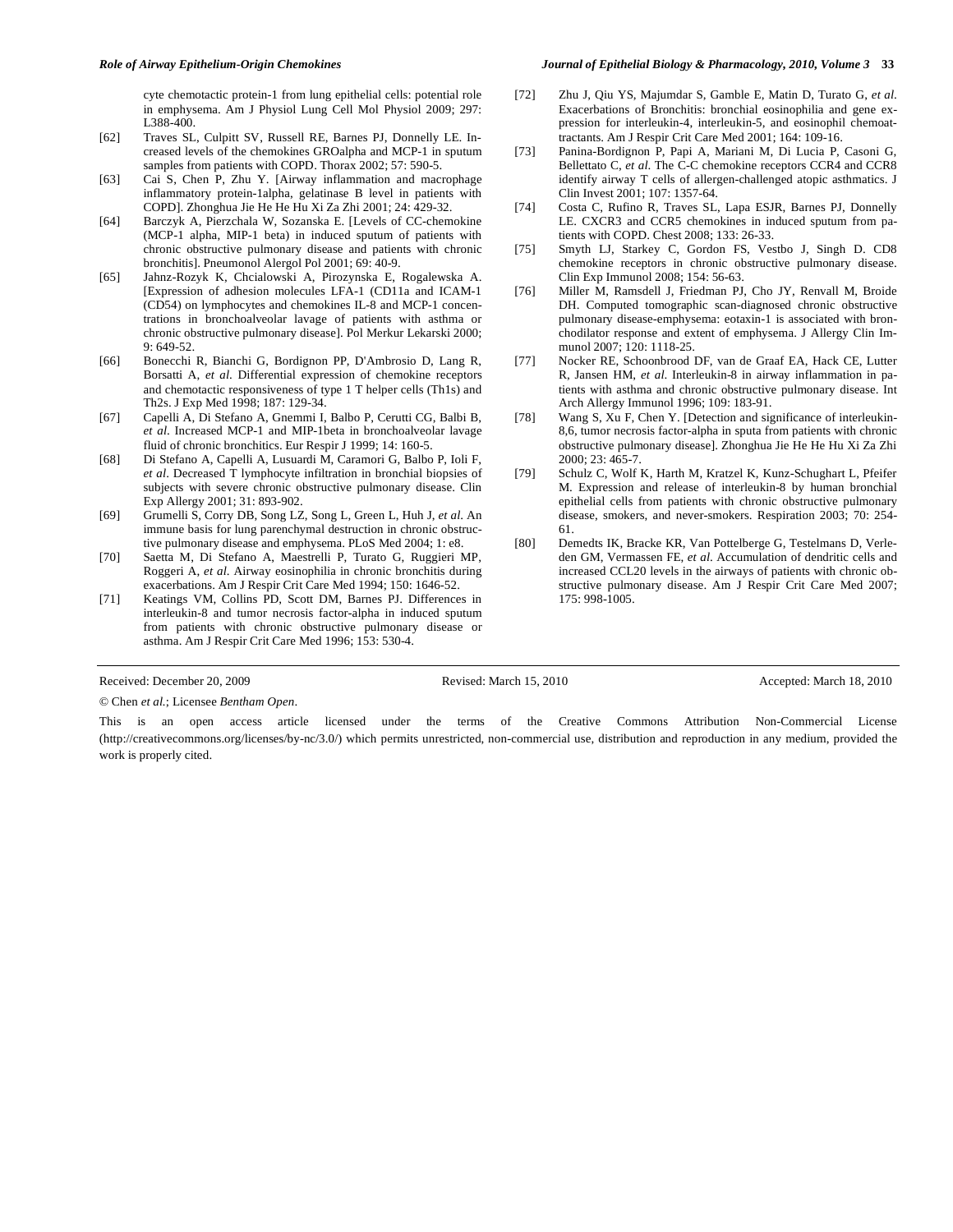cyte chemotactic protein-1 from lung epithelial cells: potential role in emphysema. Am J Physiol Lung Cell Mol Physiol 2009; 297: L388-400.

[62] Traves SL, Culpitt SV, Russell RE, Barnes PJ, Donnelly LE. Increased levels of the chemokines GROalpha and MCP-1 in sputum samples from patients with COPD. Thorax 2002; 57: 590-5.

[63] Cai S, Chen P, Zhu Y. [Airway inflammation and macrophage inflammatory protein-1alpha, gelatinase B level in patients with COPD]. Zhonghua Jie He He Hu Xi Za Zhi 2001; 24: 429-32.

[64] Barczyk A, Pierzchala W, Sozanska E. [Levels of CC-chemokine (MCP-1 alpha, MIP-1 beta) in induced sputum of patients with chronic obstructive pulmonary disease and patients with chronic bronchitis]. Pneumonol Alergol Pol 2001; 69: 40-9.

[65] Jahnz-Rozyk K, Chcialowski A, Pirozynska E, Rogalewska A. [Expression of adhesion molecules LFA-1 (CD11a and ICAM-1 (CD54) on lymphocytes and chemokines IL-8 and MCP-1 concentrations in bronchoalveolar lavage of patients with asthma or chronic obstructive pulmonary disease]. Pol Merkur Lekarski 2000; 9: 649-52.

[66] Bonecchi R, Bianchi G, Bordignon PP, D'Ambrosio D, Lang R, Borsatti A, *et al*. Differential expression of chemokine receptors and chemotactic responsiveness of type 1 T helper cells (Th1s) and Th2s. J Exp Med 1998; 187: 129-34.

[67] Capelli A, Di Stefano A, Gnemmi I, Balbo P, Cerutti CG, Balbi B, *et al*. Increased MCP-1 and MIP-1beta in bronchoalveolar lavage fluid of chronic bronchitics. Eur Respir J 1999; 14: 160-5.

[68] Di Stefano A, Capelli A, Lusuardi M, Caramori G, Balbo P, Ioli F, *et al*. Decreased T lymphocyte infiltration in bronchial biopsies of subjects with severe chronic obstructive pulmonary disease. Clin Exp Allergy 2001; 31: 893-902.

[69] Grumelli S, Corry DB, Song LZ, Song L, Green L, Huh J, *et al*. An immune basis for lung parenchymal destruction in chronic obstructive pulmonary disease and emphysema. PLoS Med 2004; 1: e8.

[70] Saetta M, Di Stefano A, Maestrelli P, Turato G, Ruggieri MP, Roggeri A, *et al*. Airway eosinophilia in chronic bronchitis during exacerbations. Am J Respir Crit Care Med 1994; 150: 1646-52.

[71] Keatings VM, Collins PD, Scott DM, Barnes PJ. Differences in interleukin-8 and tumor necrosis factor-alpha in induced sputum from patients with chronic obstructive pulmonary disease or asthma. Am J Respir Crit Care Med 1996; 153: 530-4.

[72] Zhu J, Qiu YS, Majumdar S, Gamble E, Matin D, Turato G, *et al*. Exacerbations of Bronchitis: bronchial eosinophilia and gene expression for interleukin-4, interleukin-5, and eosinophil chemoattractants. Am J Respir Crit Care Med 2001; 164: 109-16.

[73] Panina-Bordignon P, Papi A, Mariani M, Di Lucia P, Casoni G, Bellettato C, *et al*. The C-C chemokine receptors CCR4 and CCR8 identify airway T cells of allergen-challenged atopic asthmatics. J Clin Invest 2001; 107: 1357-64.

[74] Costa C, Rufino R, Traves SL, Lapa ESJR, Barnes PJ, Donnelly LE. CXCR3 and CCR5 chemokines in induced sputum from patients with COPD. Chest 2008; 133: 26-33.

[75] Smyth LJ, Starkey C, Gordon FS, Vestbo J, Singh D. CD8 chemokine receptors in chronic obstructive pulmonary disease. Clin Exp Immunol 2008; 154: 56-63.

[76] Miller M, Ramsdell J, Friedman PJ, Cho JY, Renvall M, Broide DH. Computed tomographic scan-diagnosed chronic obstructive pulmonary disease-emphysema: eotaxin-1 is associated with bronchodilator response and extent of emphysema. J Allergy Clin Immunol 2007; 120: 1118-25.

[77] Nocker RE, Schoonbrood DF, van de Graaf EA, Hack CE, Lutter R, Jansen HM, *et al*. Interleukin-8 in airway inflammation in patients with asthma and chronic obstructive pulmonary disease. Int Arch Allergy Immunol 1996; 109: 183-91.

[78] Wang S, Xu F, Chen Y. [Detection and significance of interleukin-8,6, tumor necrosis factor-alpha in sputa from patients with chronic obstructive pulmonary disease]. Zhonghua Jie He He Hu Xi Za Zhi 2000; 23: 465-7.

[79] Schulz C, Wolf K, Harth M, Kratzel K, Kunz-Schughart L, Pfeifer M. Expression and release of interleukin-8 by human bronchial epithelial cells from patients with chronic obstructive pulmonary disease, smokers, and never-smokers. Respiration 2003; 70: 254-61.

[80] Demedts IK, Bracke KR, Van Pottelberge G, Testelmans D, Verleden GM, Vermassen FE, *et al*. Accumulation of dendritic cells and increased CCL20 levels in the airways of patients with chronic obstructive pulmonary disease. Am J Respir Crit Care Med 2007; 175: 998-1005.

---

Received: December 20, 2009 Revised: March 15, 2010 Accepted: March 18, 2010

© Chen *et al.*; Licensee *Bentham Open*.

This is an open access article licensed under the terms of the Creative Commons Attribution Non-Commercial License (http://creativecommons.org/licenses/by-nc/3.0/) which permits unrestricted, non-commercial use, distribution and reproduction in any medium, provided the work is properly cited.